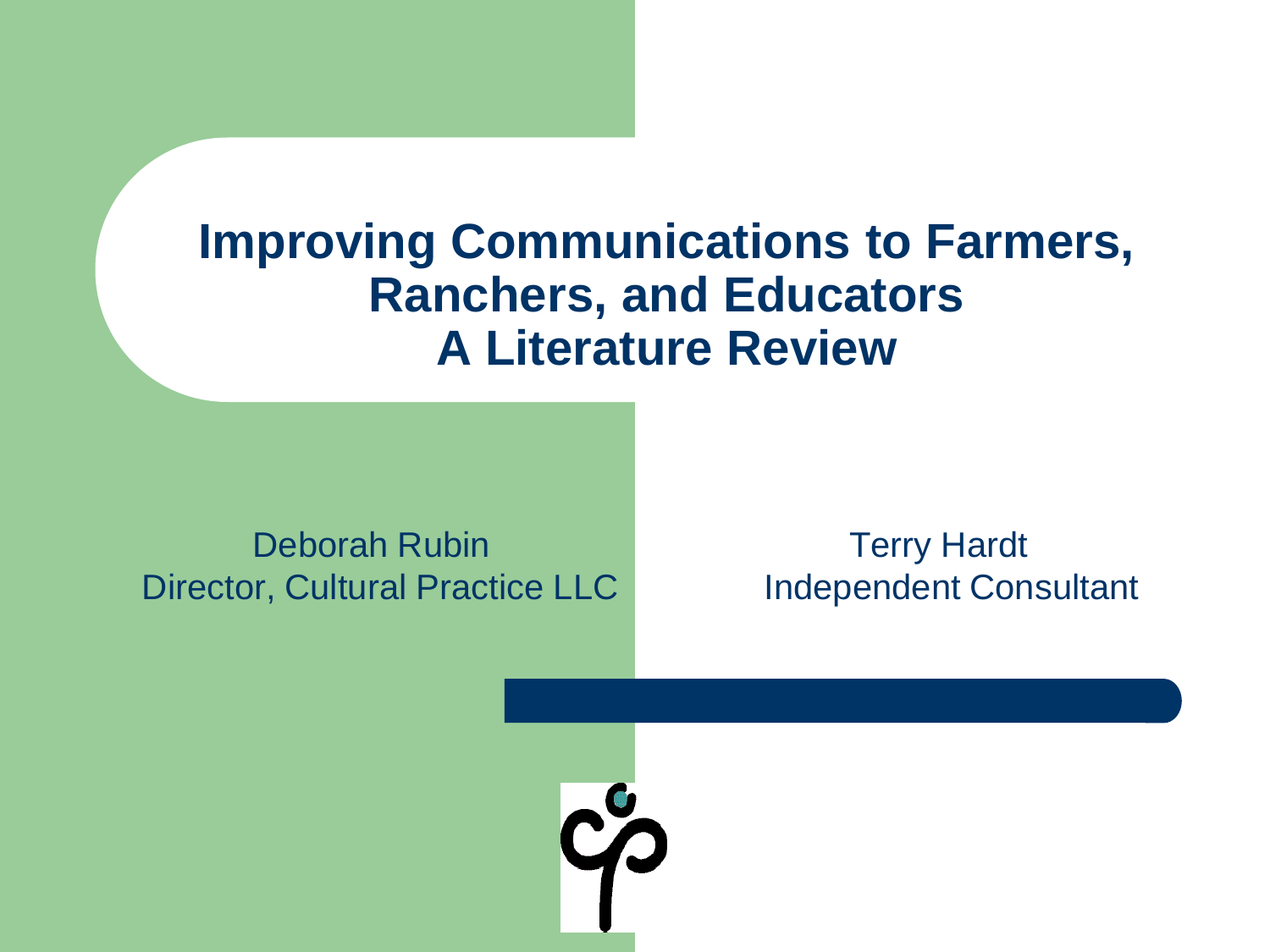# Improving Communications to Farmers, Ranchers, and Educators
# A Literature Review

Deborah Rubin
Director, Cultural Practice LLC

Terry Hardt
Independent Consultant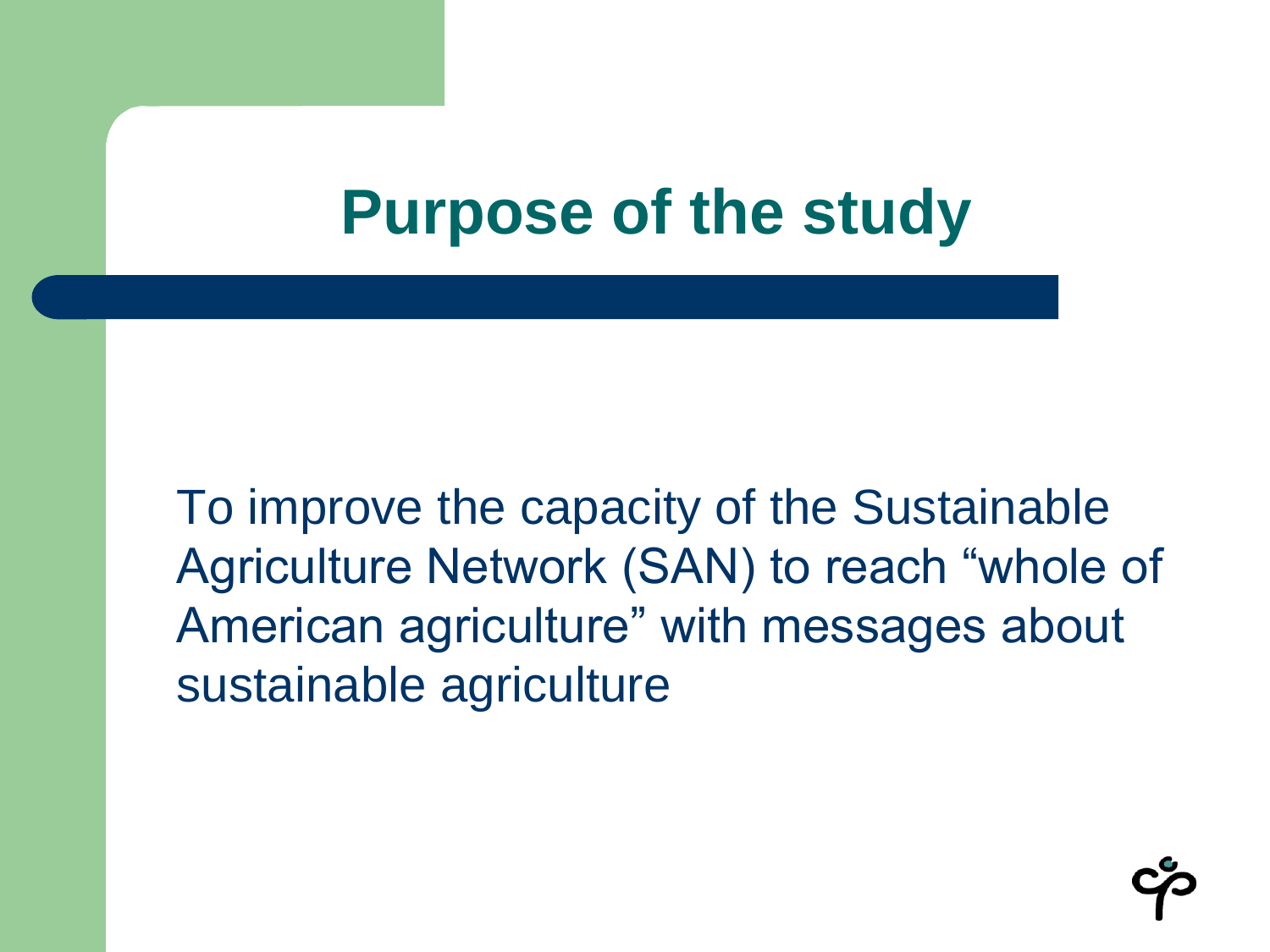# Purpose of the study

To improve the capacity of the Sustainable Agriculture Network (SAN) to reach “whole of American agriculture” with messages about sustainable agriculture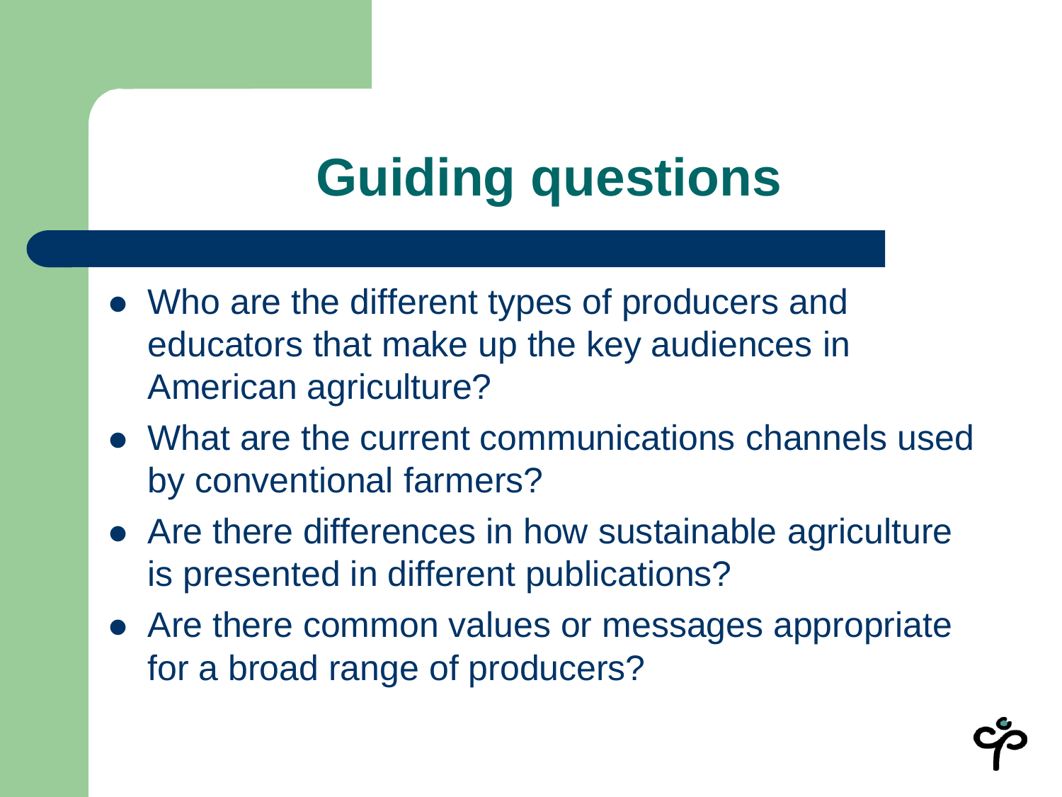# Guiding questions

- Who are the different types of producers and educators that make up the key audiences in American agriculture?
- What are the current communications channels used by conventional farmers?
- Are there differences in how sustainable agriculture is presented in different publications?
- Are there common values or messages appropriate for a broad range of producers?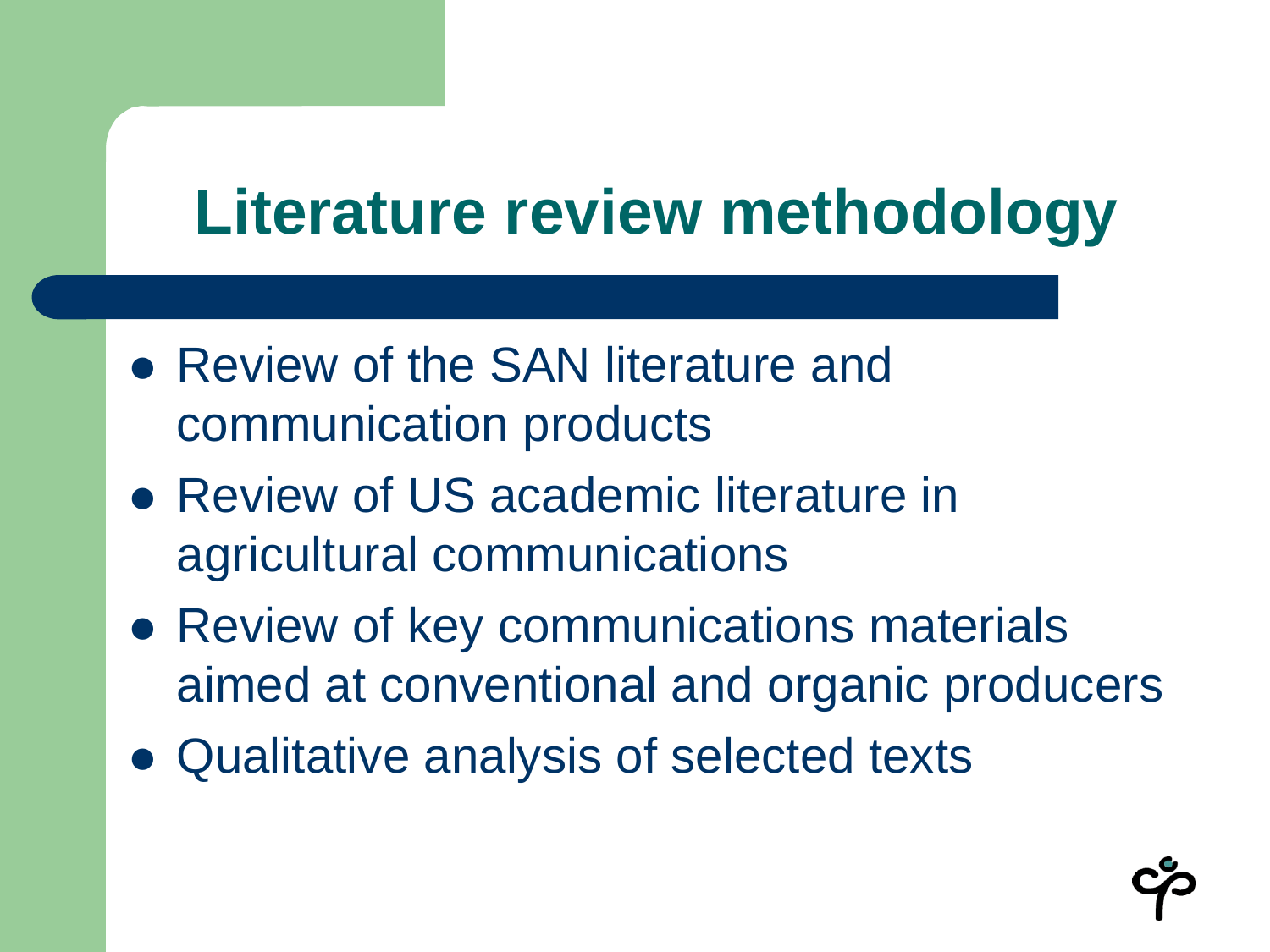# Literature review methodology

- Review of the SAN literature and communication products
- Review of US academic literature in agricultural communications
- Review of key communications materials aimed at conventional and organic producers
- Qualitative analysis of selected texts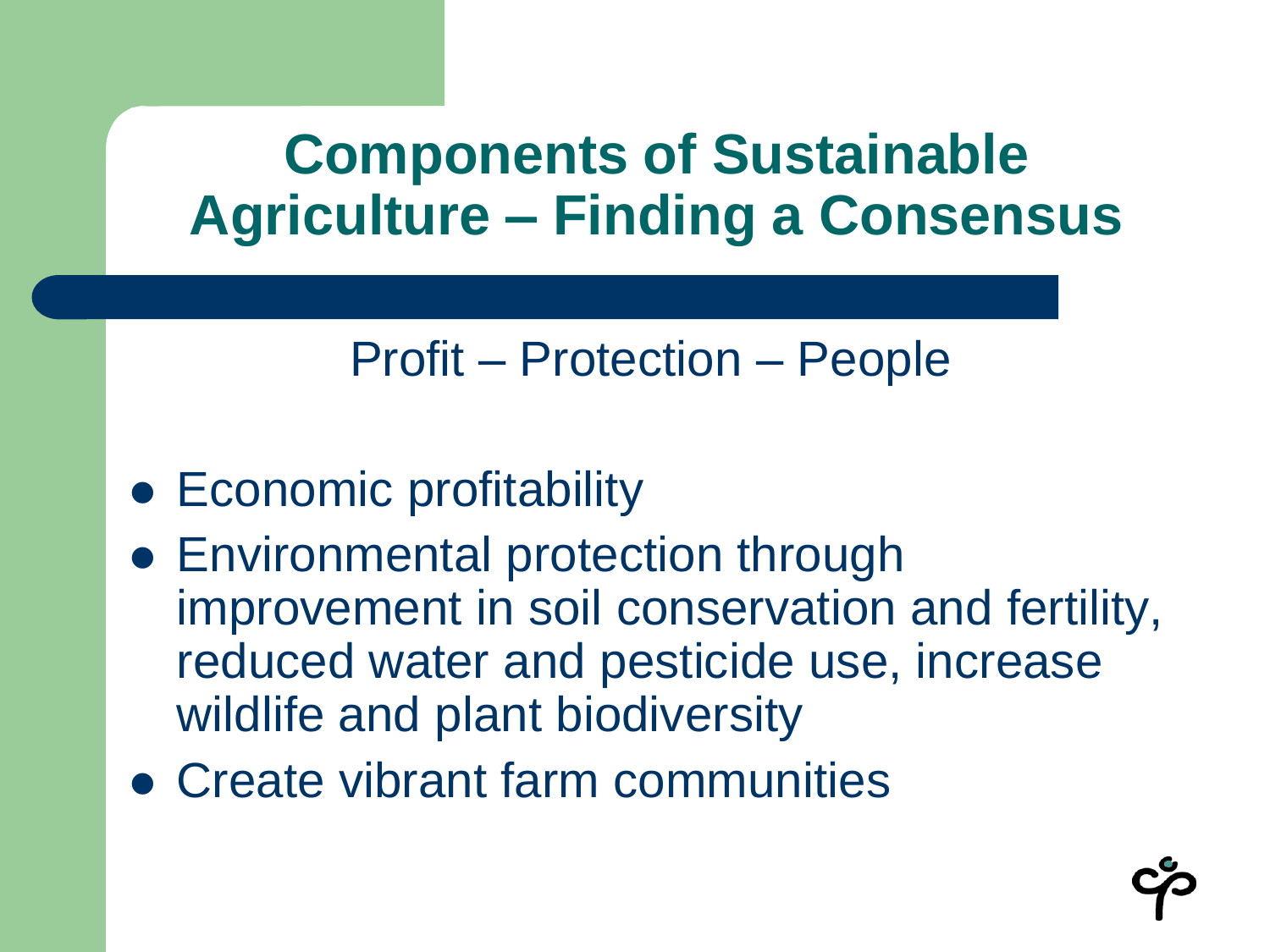# Components of Sustainable Agriculture – Finding a Consensus

Profit – Protection – People

- Economic profitability
- Environmental protection through improvement in soil conservation and fertility, reduced water and pesticide use, increase wildlife and plant biodiversity
- Create vibrant farm communities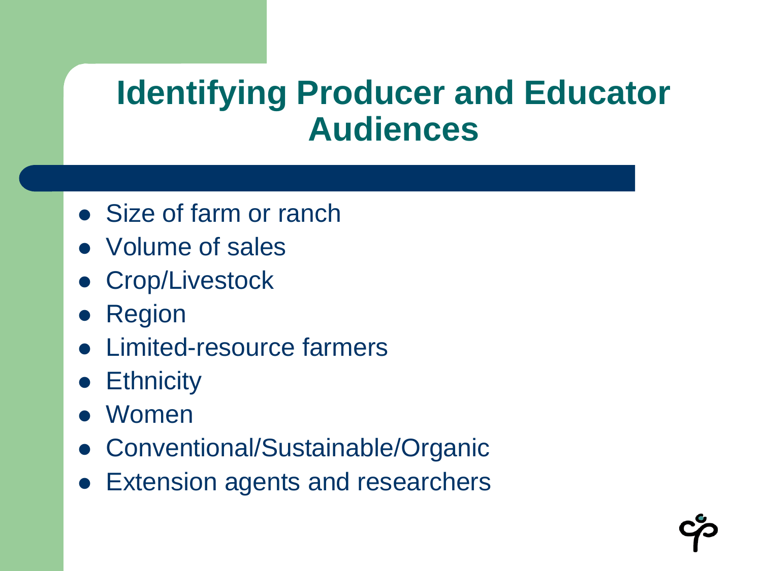# Identifying Producer and Educator Audiences

- Size of farm or ranch
- Volume of sales
- Crop/Livestock
- Region
- Limited-resource farmers
- Ethnicity
- Women
- Conventional/Sustainable/Organic
- Extension agents and researchers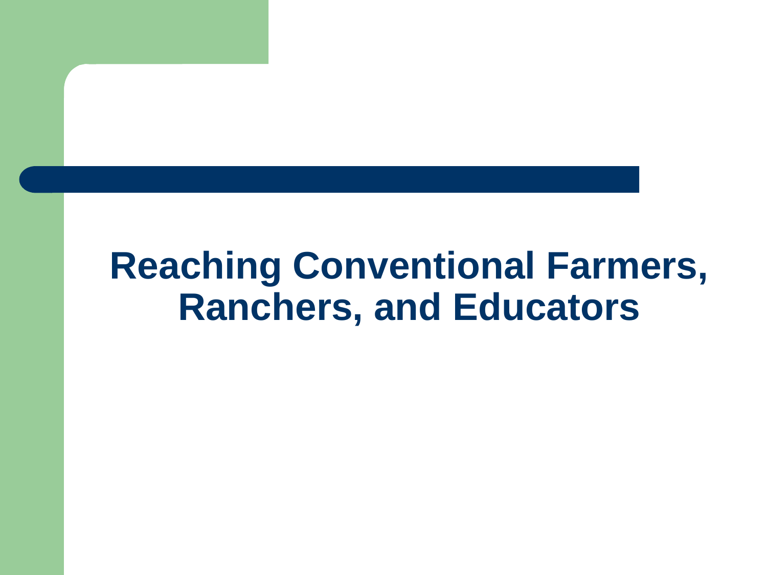# Reaching Conventional Farmers, Ranchers, and Educators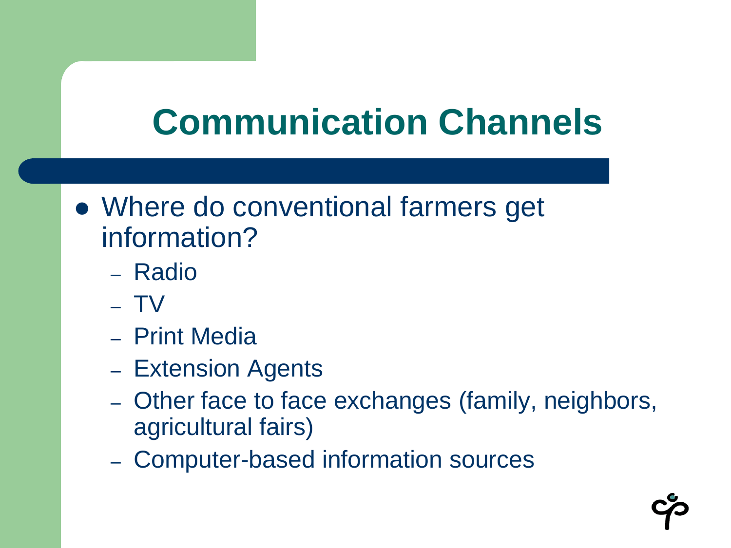# Communication Channels

- Where do conventional farmers get information?
  - Radio
  - TV
  - Print Media
  - Extension Agents
  - Other face to face exchanges (family, neighbors, agricultural fairs)
  - Computer-based information sources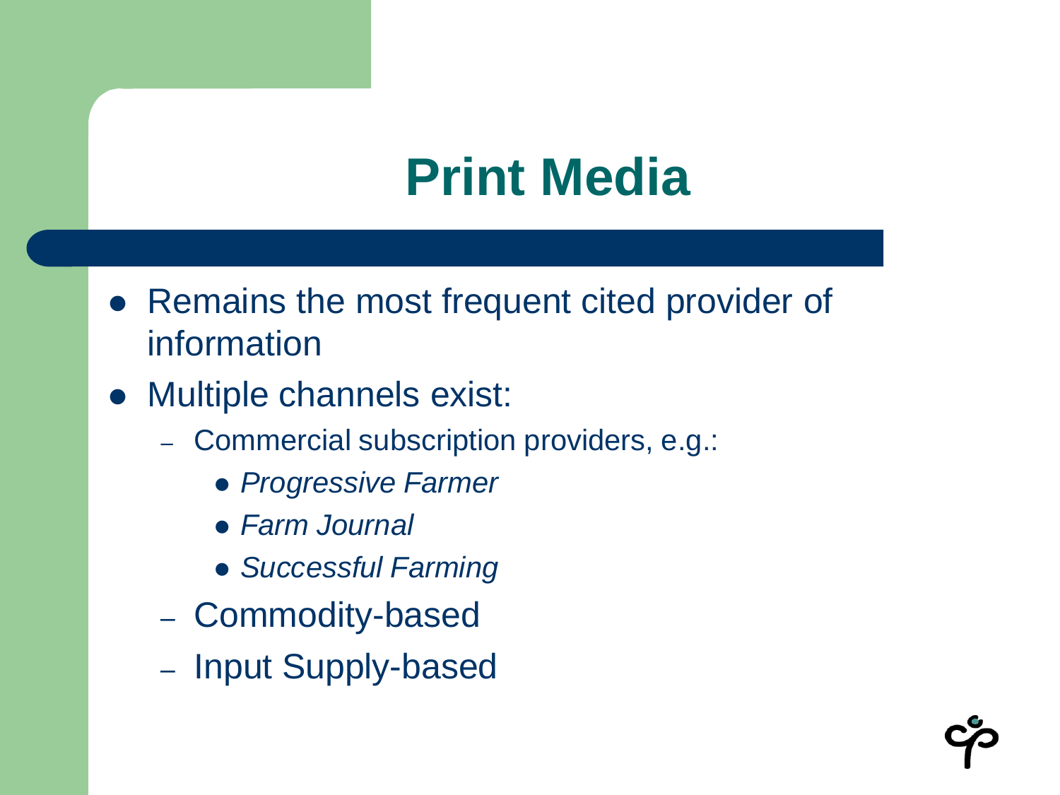# Print Media

- Remains the most frequent cited provider of information
- Multiple channels exist:
  - Commercial subscription providers, e.g.:
    - *Progressive Farmer*
    - *Farm Journal*
    - *Successful Farming*
  - Commodity-based
  - Input Supply-based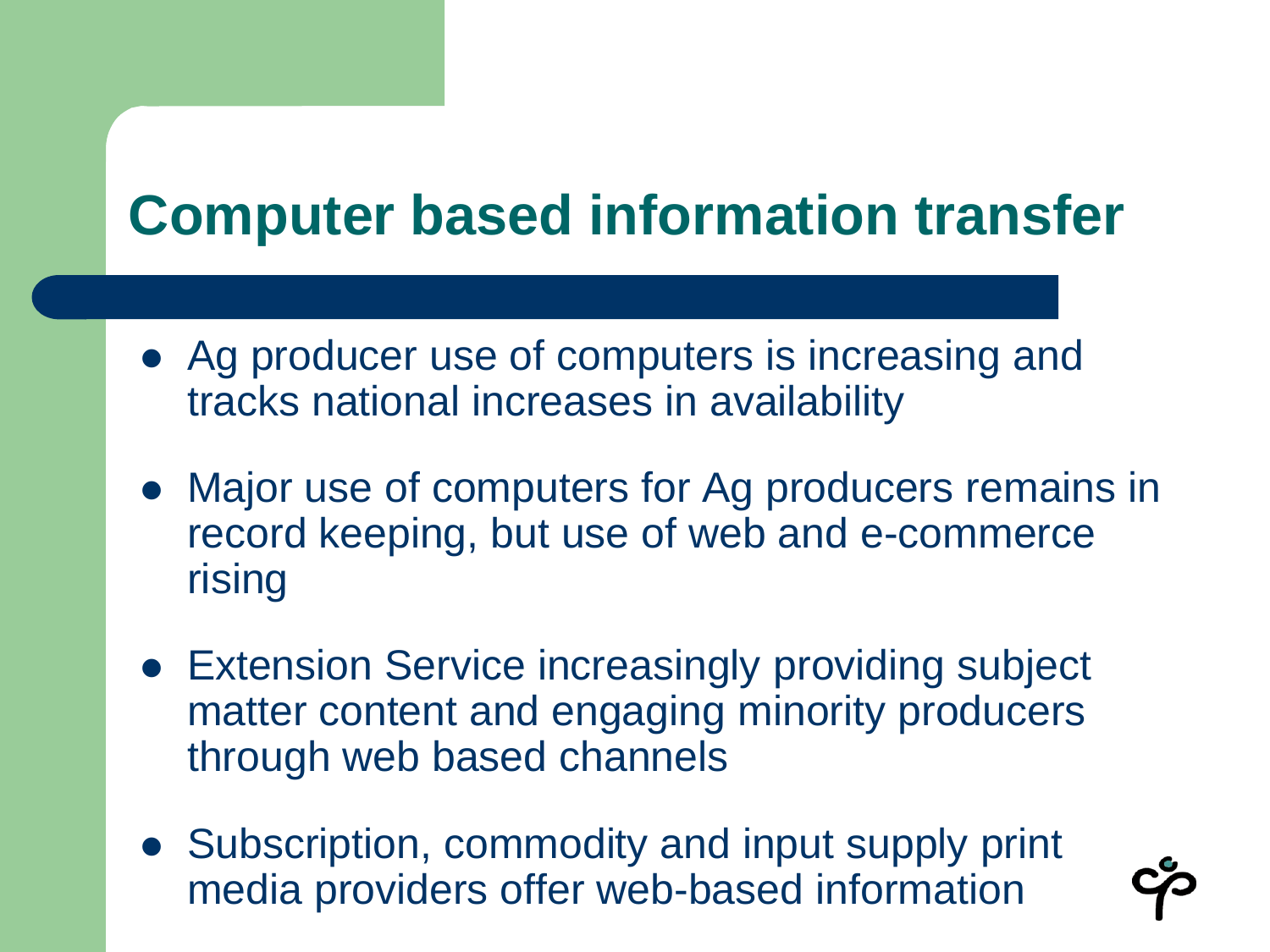# Computer based information transfer

- Ag producer use of computers is increasing and tracks national increases in availability
- Major use of computers for Ag producers remains in record keeping, but use of web and e-commerce rising
- Extension Service increasingly providing subject matter content and engaging minority producers through web based channels
- Subscription, commodity and input supply print media providers offer web-based information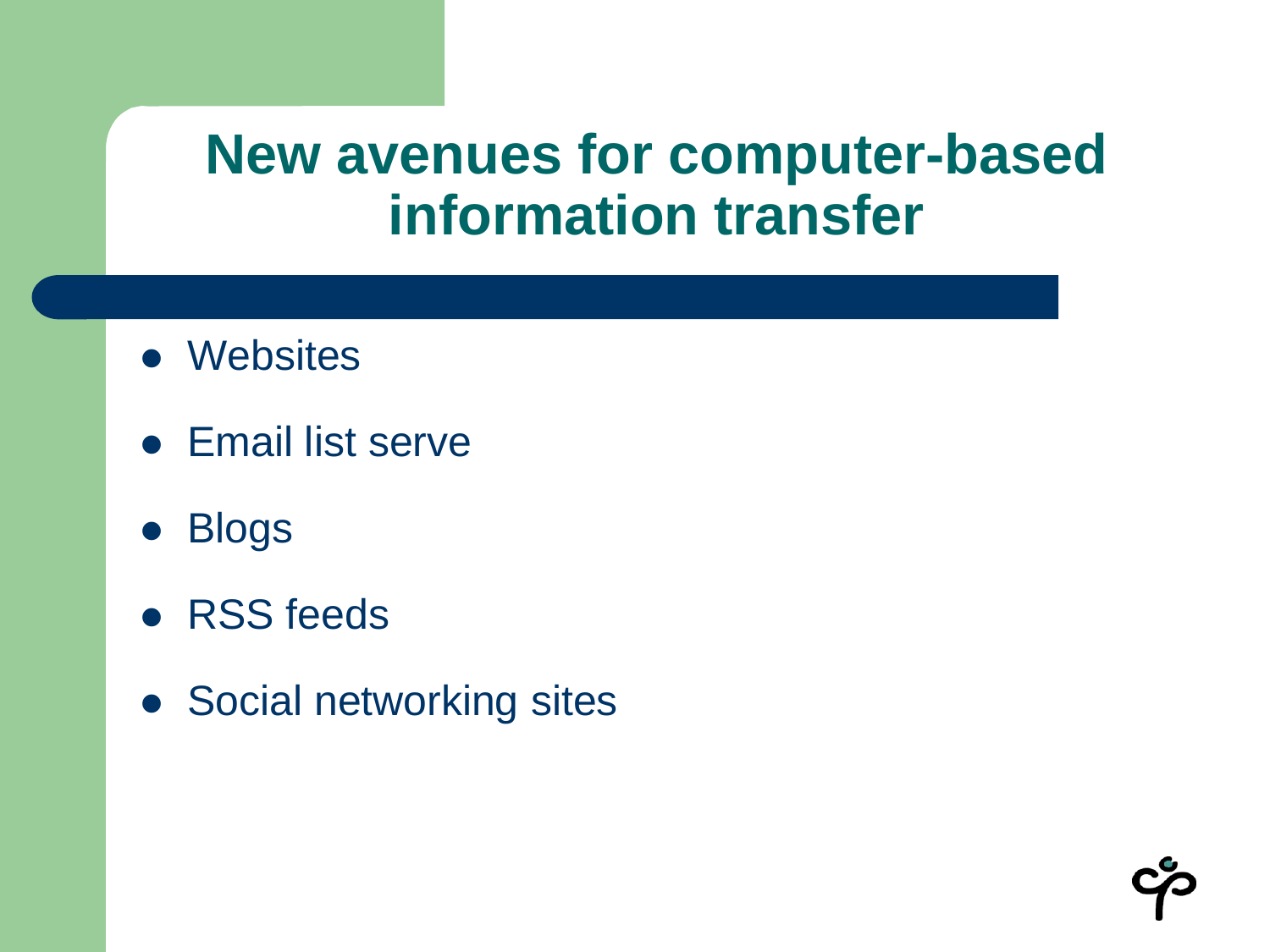# New avenues for computer-based information transfer

- Websites
- Email list serve
- Blogs
- RSS feeds
- Social networking sites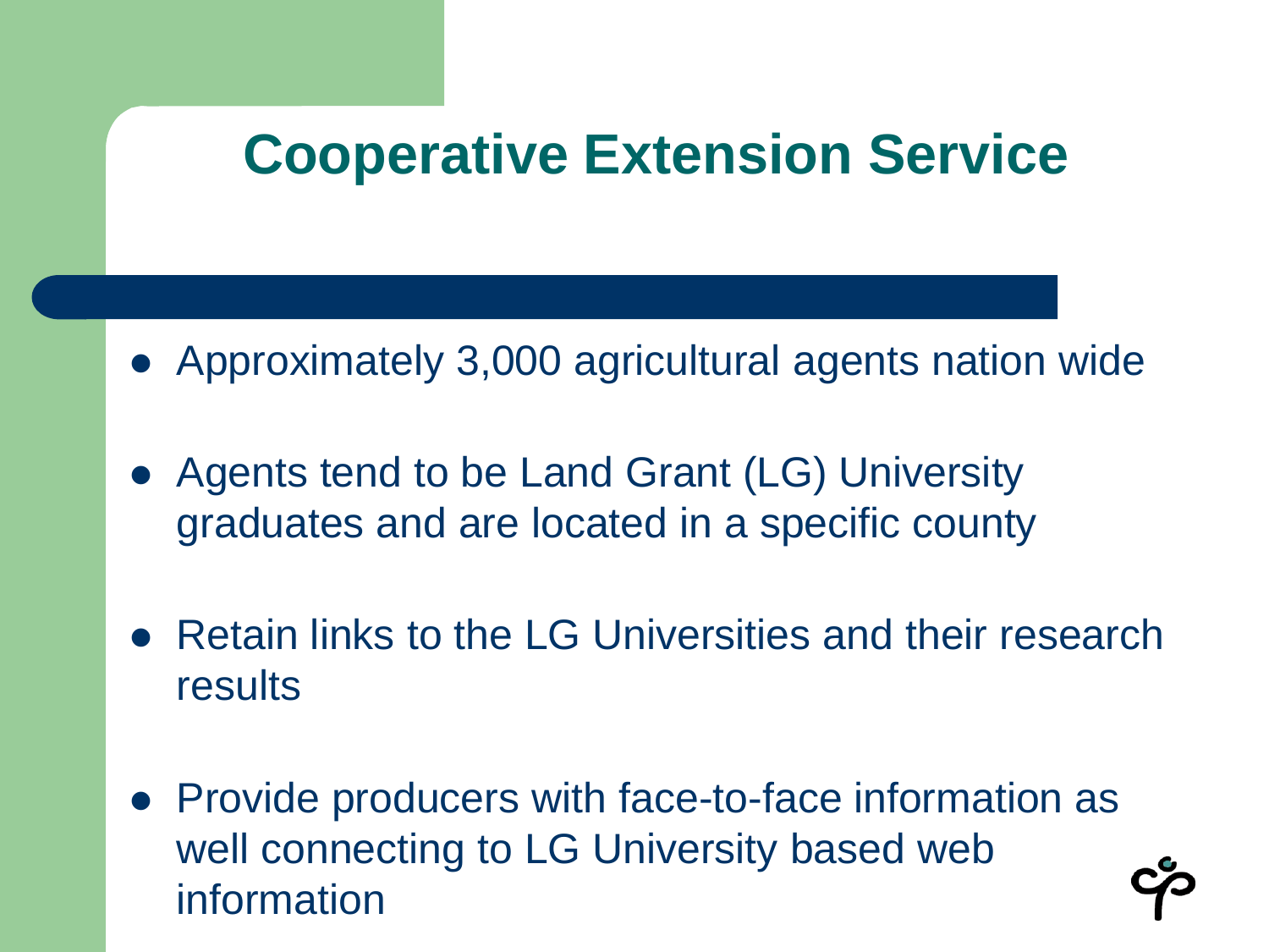# Cooperative Extension Service

- Approximately 3,000 agricultural agents nation wide
- Agents tend to be Land Grant (LG) University graduates and are located in a specific county
- Retain links to the LG Universities and their research results
- Provide producers with face-to-face information as well connecting to LG University based web information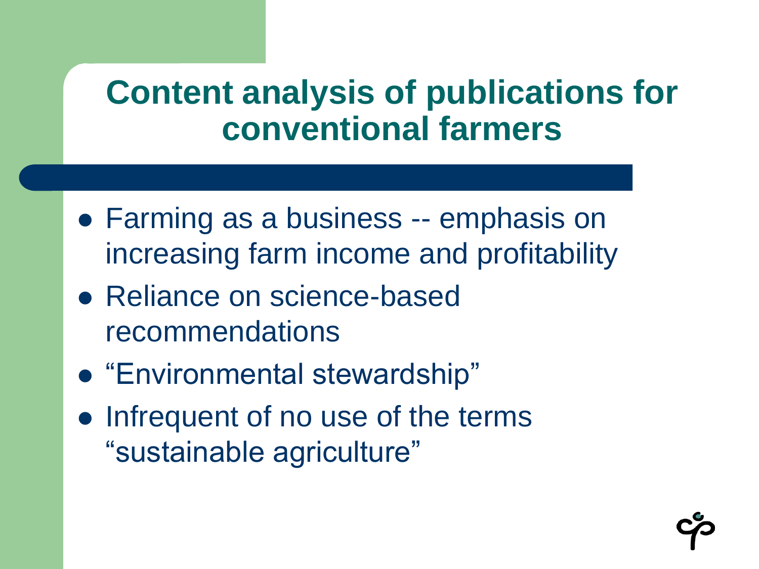# Content analysis of publications for conventional farmers

- Farming as a business -- emphasis on increasing farm income and profitability
- Reliance on science-based recommendations
- "Environmental stewardship"
- Infrequent of no use of the terms "sustainable agriculture"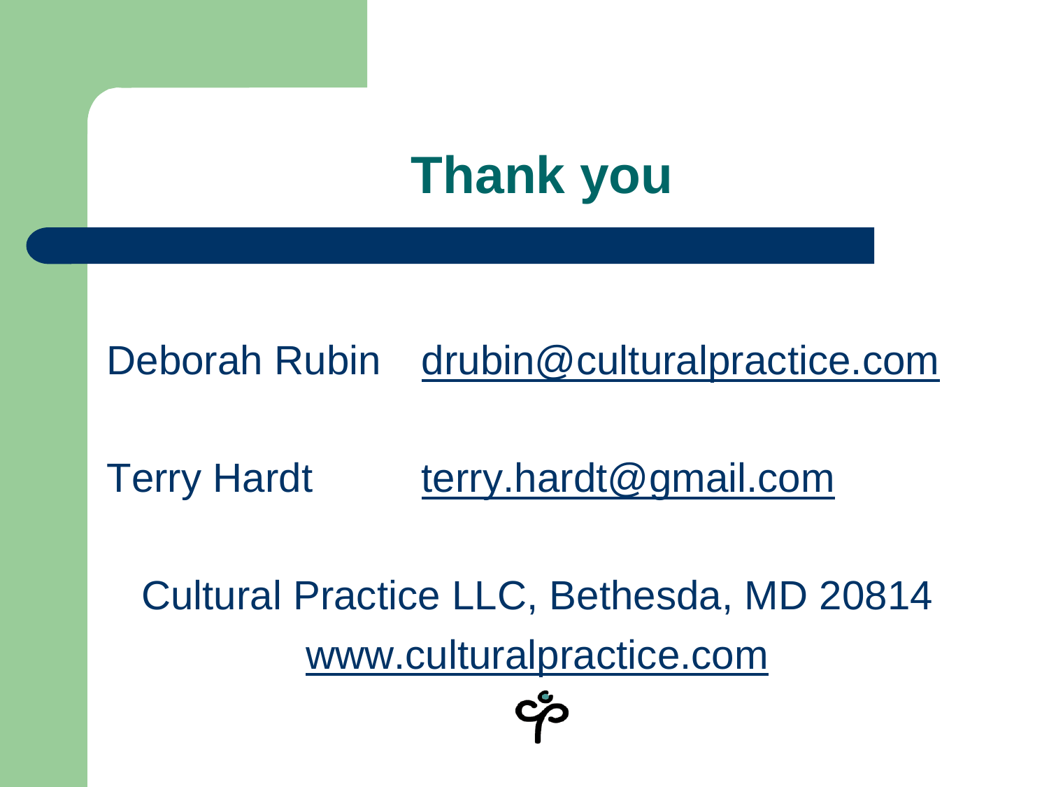# Thank you

Deborah Rubin drubin@culturalpractice.com

Terry Hardt terry.hardt@gmail.com

Cultural Practice LLC, Bethesda, MD 20814

www.culturalpractice.com